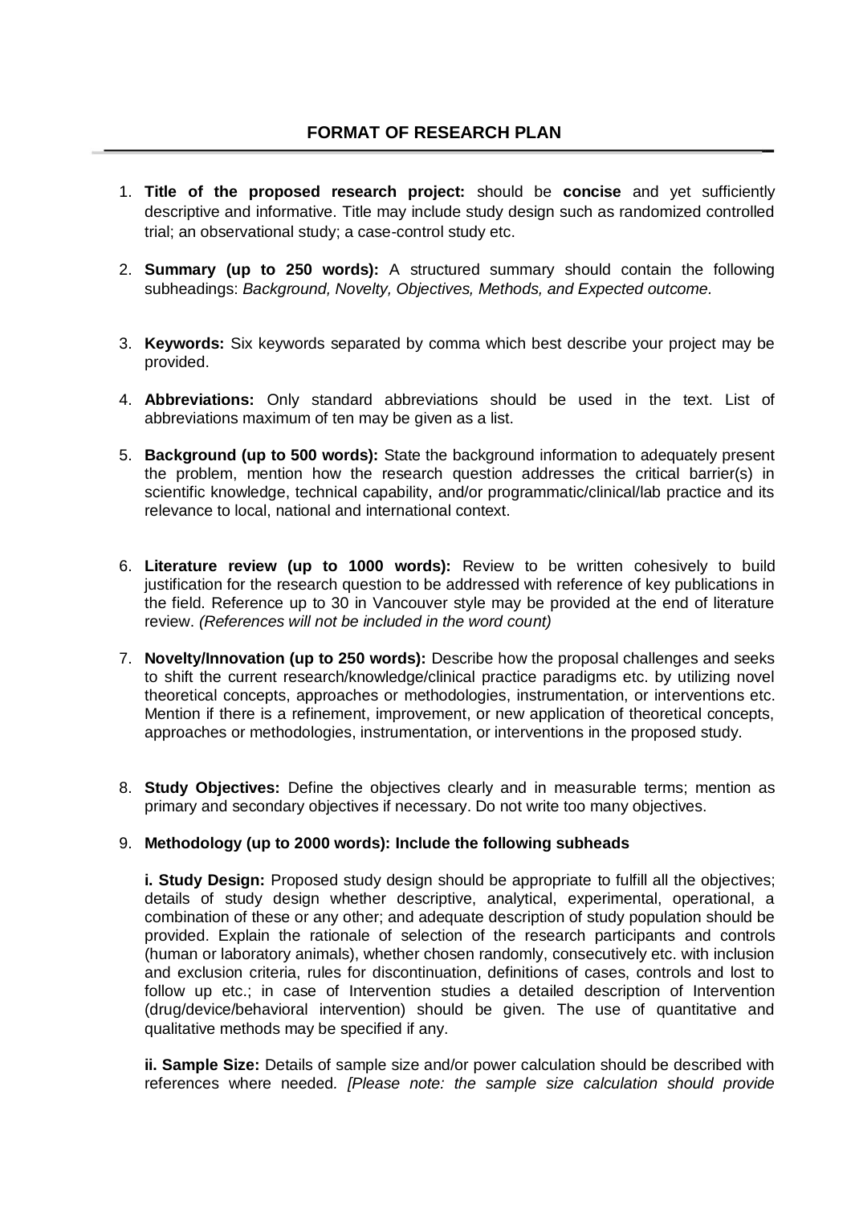# FORMAT OF RESEARCH PLAN

1. **Title of the proposed research project:** should be **concise** and yet sufficiently descriptive and informative. Title may include study design such as randomized controlled trial; an observational study; a case-control study etc.

2. **Summary (up to 250 words):** A structured summary should contain the following subheadings: *Background, Novelty, Objectives, Methods, and Expected outcome.*

3. **Keywords:** Six keywords separated by comma which best describe your project may be provided.

4. **Abbreviations:** Only standard abbreviations should be used in the text. List of abbreviations maximum of ten may be given as a list.

5. **Background (up to 500 words):** State the background information to adequately present the problem, mention how the research question addresses the critical barrier(s) in scientific knowledge, technical capability, and/or programmatic/clinical/lab practice and its relevance to local, national and international context.

6. **Literature review (up to 1000 words):** Review to be written cohesively to build justification for the research question to be addressed with reference of key publications in the field. Reference up to 30 in Vancouver style may be provided at the end of literature review. *(References will not be included in the word count)*

7. **Novelty/Innovation (up to 250 words):** Describe how the proposal challenges and seeks to shift the current research/knowledge/clinical practice paradigms etc. by utilizing novel theoretical concepts, approaches or methodologies, instrumentation, or interventions etc. Mention if there is a refinement, improvement, or new application of theoretical concepts, approaches or methodologies, instrumentation, or interventions in the proposed study.

8. **Study Objectives:** Define the objectives clearly and in measurable terms; mention as primary and secondary objectives if necessary. Do not write too many objectives.

9. **Methodology (up to 2000 words): Include the following subheads**

   **i. Study Design:** Proposed study design should be appropriate to fulfill all the objectives; details of study design whether descriptive, analytical, experimental, operational, a combination of these or any other; and adequate description of study population should be provided. Explain the rationale of selection of the research participants and controls (human or laboratory animals), whether chosen randomly, consecutively etc. with inclusion and exclusion criteria, rules for discontinuation, definitions of cases, controls and lost to follow up etc.; in case of Intervention studies a detailed description of Intervention (drug/device/behavioral intervention) should be given. The use of quantitative and qualitative methods may be specified if any.

   **ii. Sample Size:** Details of sample size and/or power calculation should be described with references where needed. *[Please note: the sample size calculation should provide*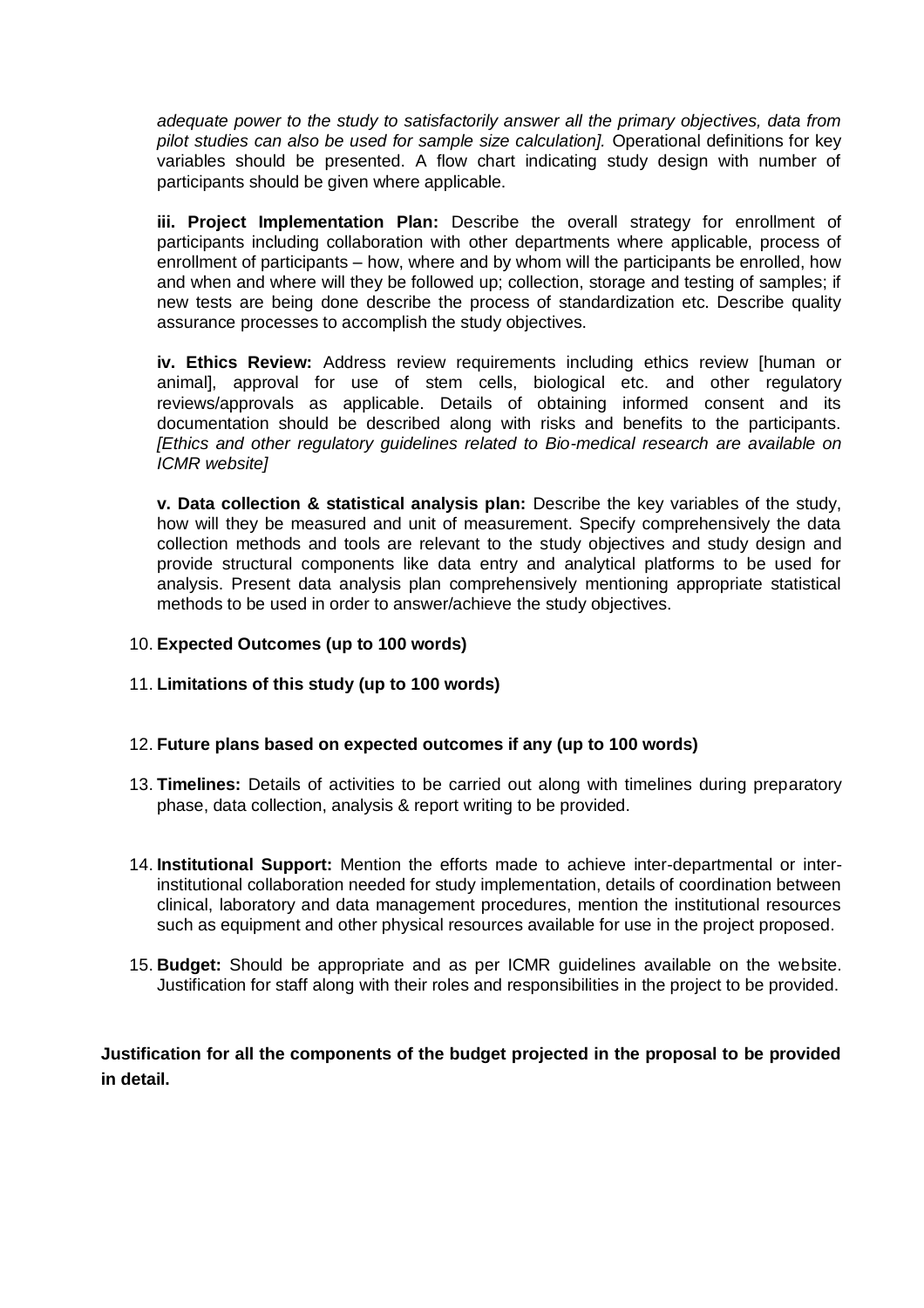*adequate power to the study to satisfactorily answer all the primary objectives, data from pilot studies can also be used for sample size calculation].* Operational definitions for key variables should be presented. A flow chart indicating study design with number of participants should be given where applicable.

**iii. Project Implementation Plan:** Describe the overall strategy for enrollment of participants including collaboration with other departments where applicable, process of enrollment of participants – how, where and by whom will the participants be enrolled, how and when and where will they be followed up; collection, storage and testing of samples; if new tests are being done describe the process of standardization etc. Describe quality assurance processes to accomplish the study objectives.

**iv. Ethics Review:** Address review requirements including ethics review [human or animal], approval for use of stem cells, biological etc. and other regulatory reviews/approvals as applicable. Details of obtaining informed consent and its documentation should be described along with risks and benefits to the participants. *[Ethics and other regulatory guidelines related to Bio-medical research are available on ICMR website]*

**v. Data collection & statistical analysis plan:** Describe the key variables of the study, how will they be measured and unit of measurement. Specify comprehensively the data collection methods and tools are relevant to the study objectives and study design and provide structural components like data entry and analytical platforms to be used for analysis. Present data analysis plan comprehensively mentioning appropriate statistical methods to be used in order to answer/achieve the study objectives.

10. **Expected Outcomes (up to 100 words)**

11. **Limitations of this study (up to 100 words)**

12. **Future plans based on expected outcomes if any (up to 100 words)**

13. **Timelines:** Details of activities to be carried out along with timelines during preparatory phase, data collection, analysis & report writing to be provided.

14. **Institutional Support:** Mention the efforts made to achieve inter-departmental or inter-institutional collaboration needed for study implementation, details of coordination between clinical, laboratory and data management procedures, mention the institutional resources such as equipment and other physical resources available for use in the project proposed.

15. **Budget:** Should be appropriate and as per ICMR guidelines available on the website. Justification for staff along with their roles and responsibilities in the project to be provided.

**Justification for all the components of the budget projected in the proposal to be provided in detail.**